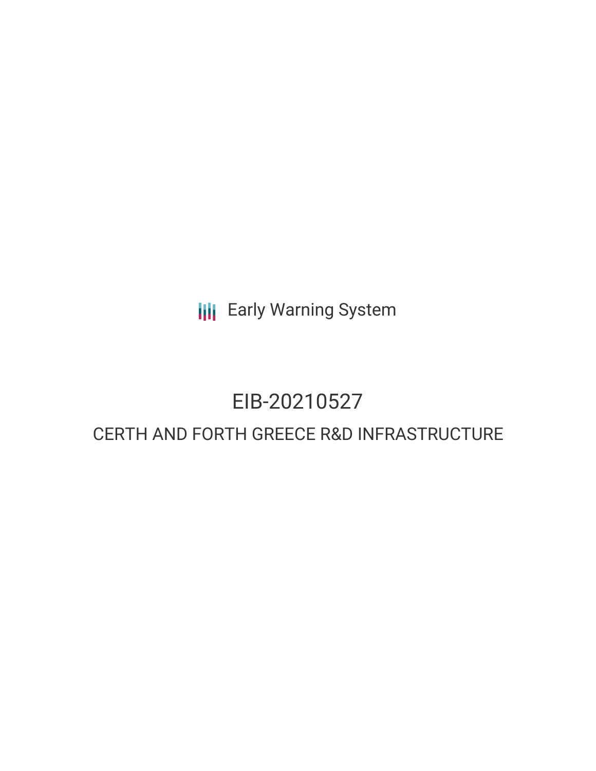Early Warning System

# EIB-20210527

## CERTH AND FORTH GREECE R&D INFRASTRUCTURE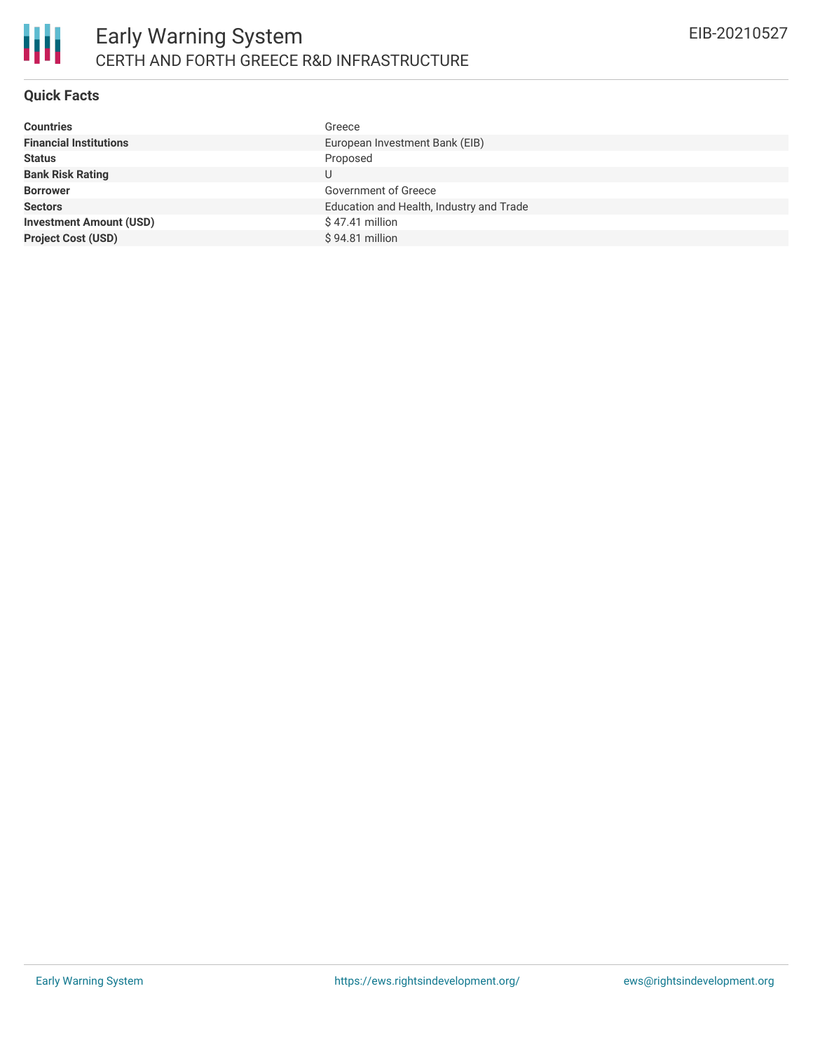# Early Warning System

## CERTH AND FORTH GREECE R&D INFRASTRUCTURE

EIB-20210527

### Quick Facts

| | |
|---|---|
| **Countries** | Greece |
| **Financial Institutions** | European Investment Bank (EIB) |
| **Status** | Proposed |
| **Bank Risk Rating** | U |
| **Borrower** | Government of Greece |
| **Sectors** | Education and Health, Industry and Trade |
| **Investment Amount (USD)** | $ 47.41 million |
| **Project Cost (USD)** | $ 94.81 million |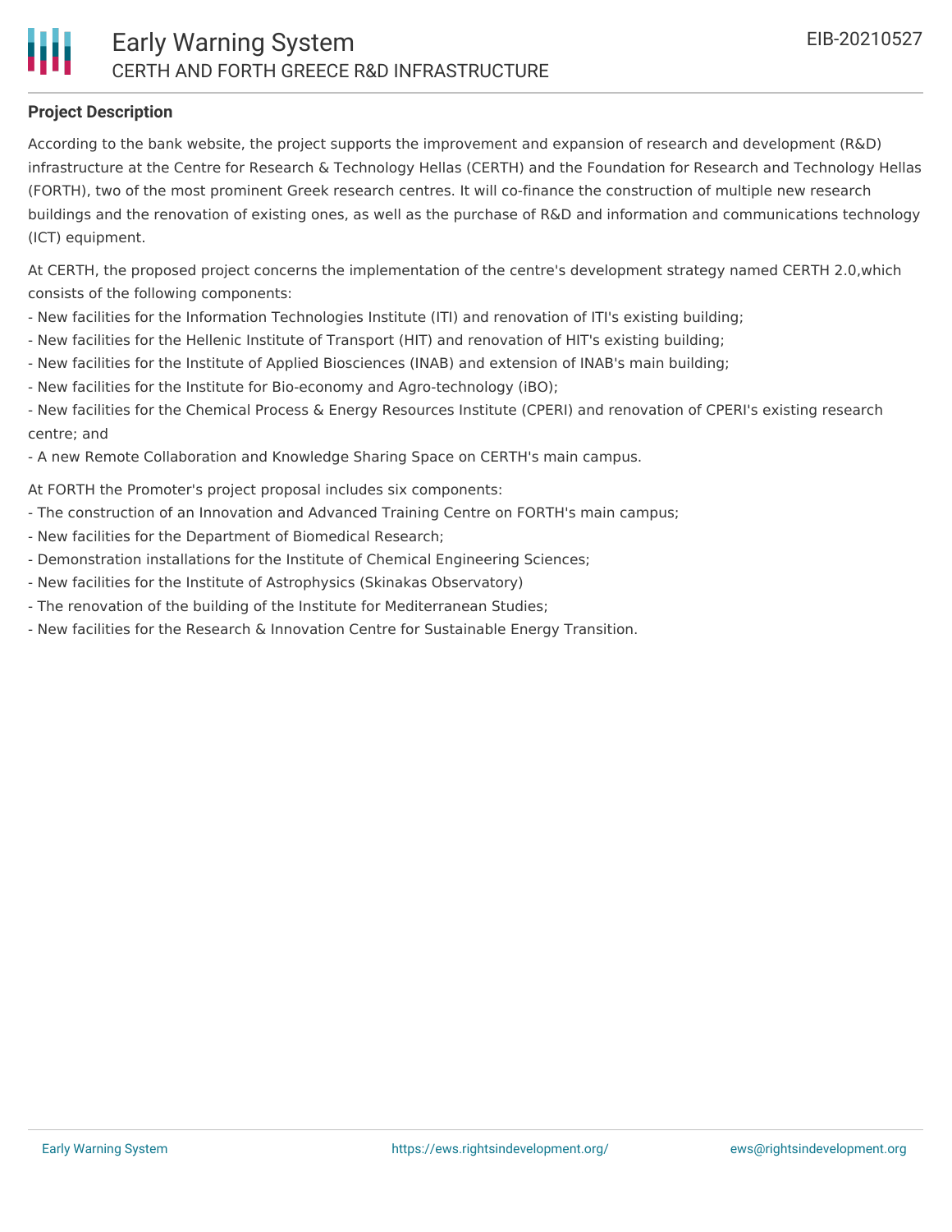**Project Description**

According to the bank website, the project supports the improvement and expansion of research and development (R&D) infrastructure at the Centre for Research & Technology Hellas (CERTH) and the Foundation for Research and Technology Hellas (FORTH), two of the most prominent Greek research centres. It will co-finance the construction of multiple new research buildings and the renovation of existing ones, as well as the purchase of R&D and information and communications technology (ICT) equipment.

At CERTH, the proposed project concerns the implementation of the centre's development strategy named CERTH 2.0,which consists of the following components:

- New facilities for the Information Technologies Institute (ITI) and renovation of ITI's existing building;
- New facilities for the Hellenic Institute of Transport (HIT) and renovation of HIT's existing building;
- New facilities for the Institute of Applied Biosciences (INAB) and extension of INAB's main building;
- New facilities for the Institute for Bio-economy and Agro-technology (iBO);
- New facilities for the Chemical Process & Energy Resources Institute (CPERI) and renovation of CPERI's existing research centre; and
- A new Remote Collaboration and Knowledge Sharing Space on CERTH's main campus.

At FORTH the Promoter's project proposal includes six components:

- The construction of an Innovation and Advanced Training Centre on FORTH's main campus;
- New facilities for the Department of Biomedical Research;
- Demonstration installations for the Institute of Chemical Engineering Sciences;
- New facilities for the Institute of Astrophysics (Skinakas Observatory)
- The renovation of the building of the Institute for Mediterranean Studies;
- New facilities for the Research & Innovation Centre for Sustainable Energy Transition.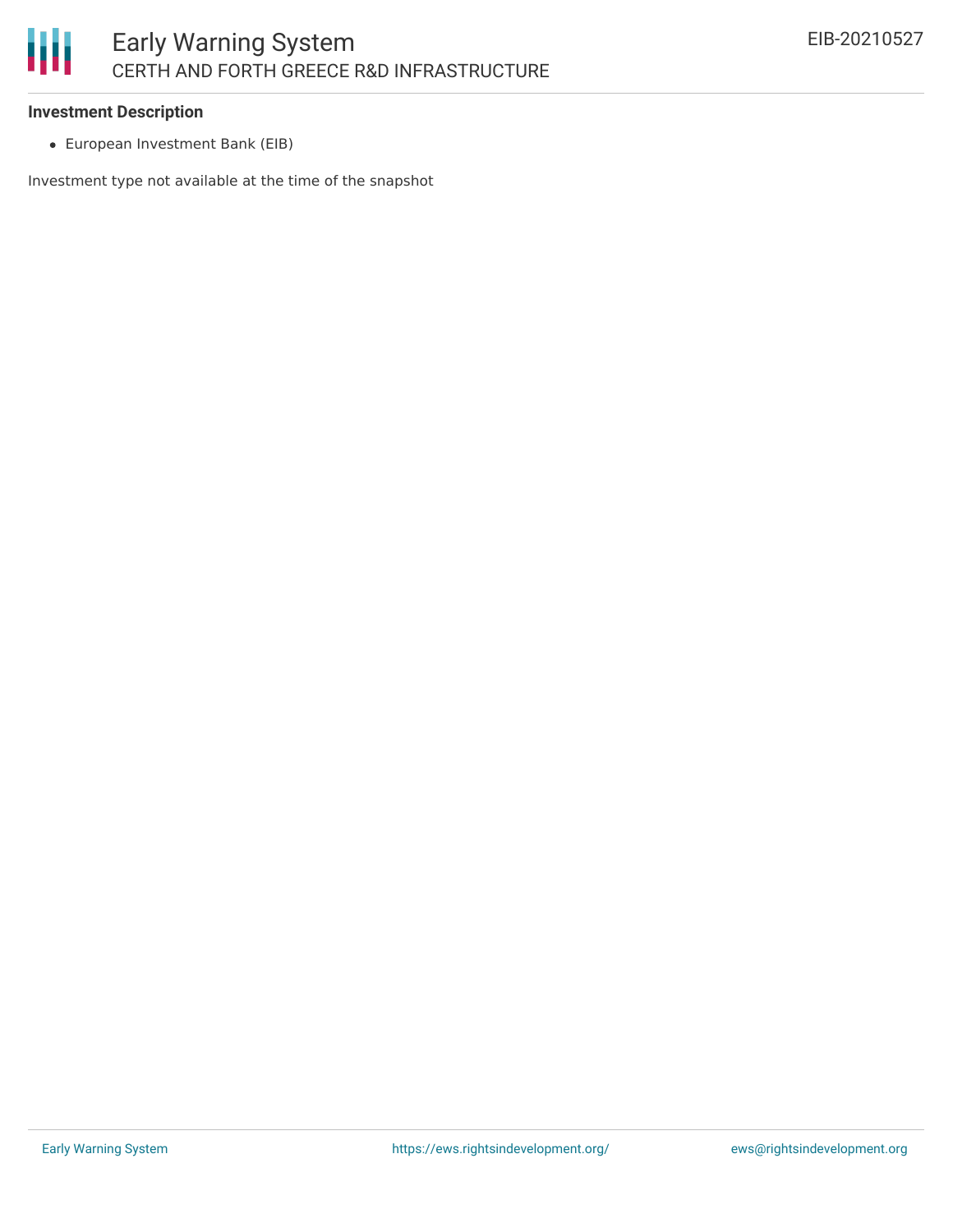### Investment Description

- European Investment Bank (EIB)

Investment type not available at the time of the snapshot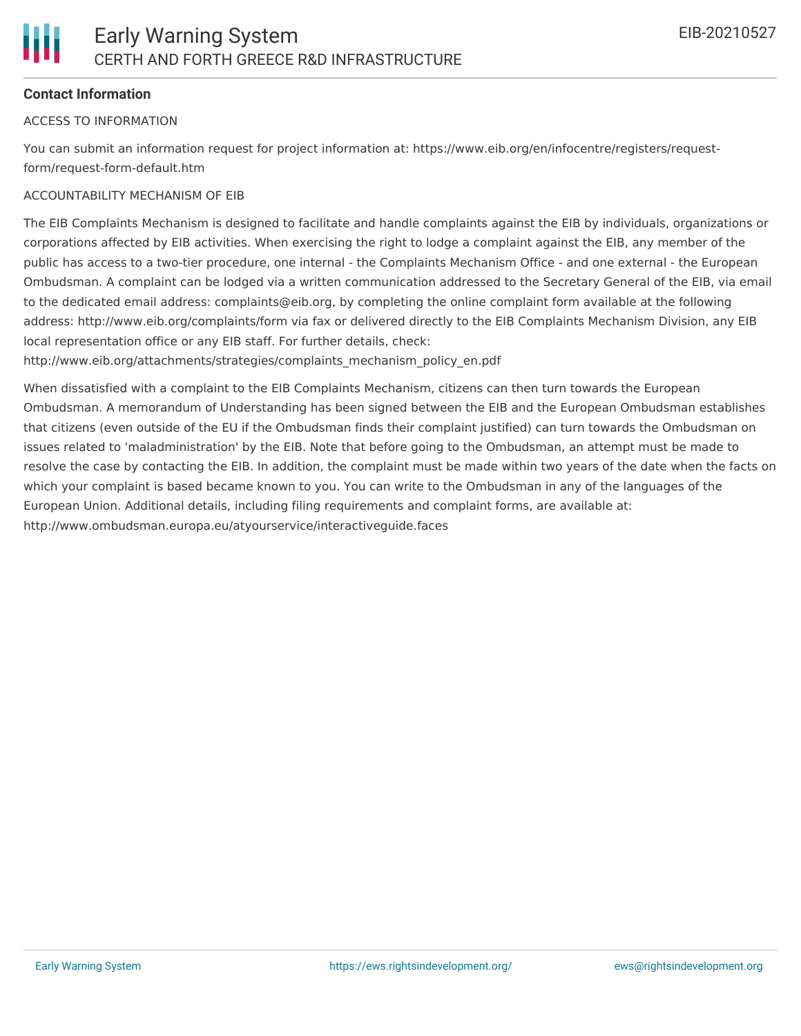**Contact Information**

ACCESS TO INFORMATION

You can submit an information request for project information at: https://www.eib.org/en/infocentre/registers/request-form/request-form-default.htm

ACCOUNTABILITY MECHANISM OF EIB

The EIB Complaints Mechanism is designed to facilitate and handle complaints against the EIB by individuals, organizations or corporations affected by EIB activities. When exercising the right to lodge a complaint against the EIB, any member of the public has access to a two-tier procedure, one internal - the Complaints Mechanism Office - and one external - the European Ombudsman. A complaint can be lodged via a written communication addressed to the Secretary General of the EIB, via email to the dedicated email address: complaints@eib.org, by completing the online complaint form available at the following address: http://www.eib.org/complaints/form via fax or delivered directly to the EIB Complaints Mechanism Division, any EIB local representation office or any EIB staff. For further details, check: http://www.eib.org/attachments/strategies/complaints_mechanism_policy_en.pdf

When dissatisfied with a complaint to the EIB Complaints Mechanism, citizens can then turn towards the European Ombudsman. A memorandum of Understanding has been signed between the EIB and the European Ombudsman establishes that citizens (even outside of the EU if the Ombudsman finds their complaint justified) can turn towards the Ombudsman on issues related to 'maladministration' by the EIB. Note that before going to the Ombudsman, an attempt must be made to resolve the case by contacting the EIB. In addition, the complaint must be made within two years of the date when the facts on which your complaint is based became known to you. You can write to the Ombudsman in any of the languages of the European Union. Additional details, including filing requirements and complaint forms, are available at: http://www.ombudsman.europa.eu/atyourservice/interactiveguide.faces